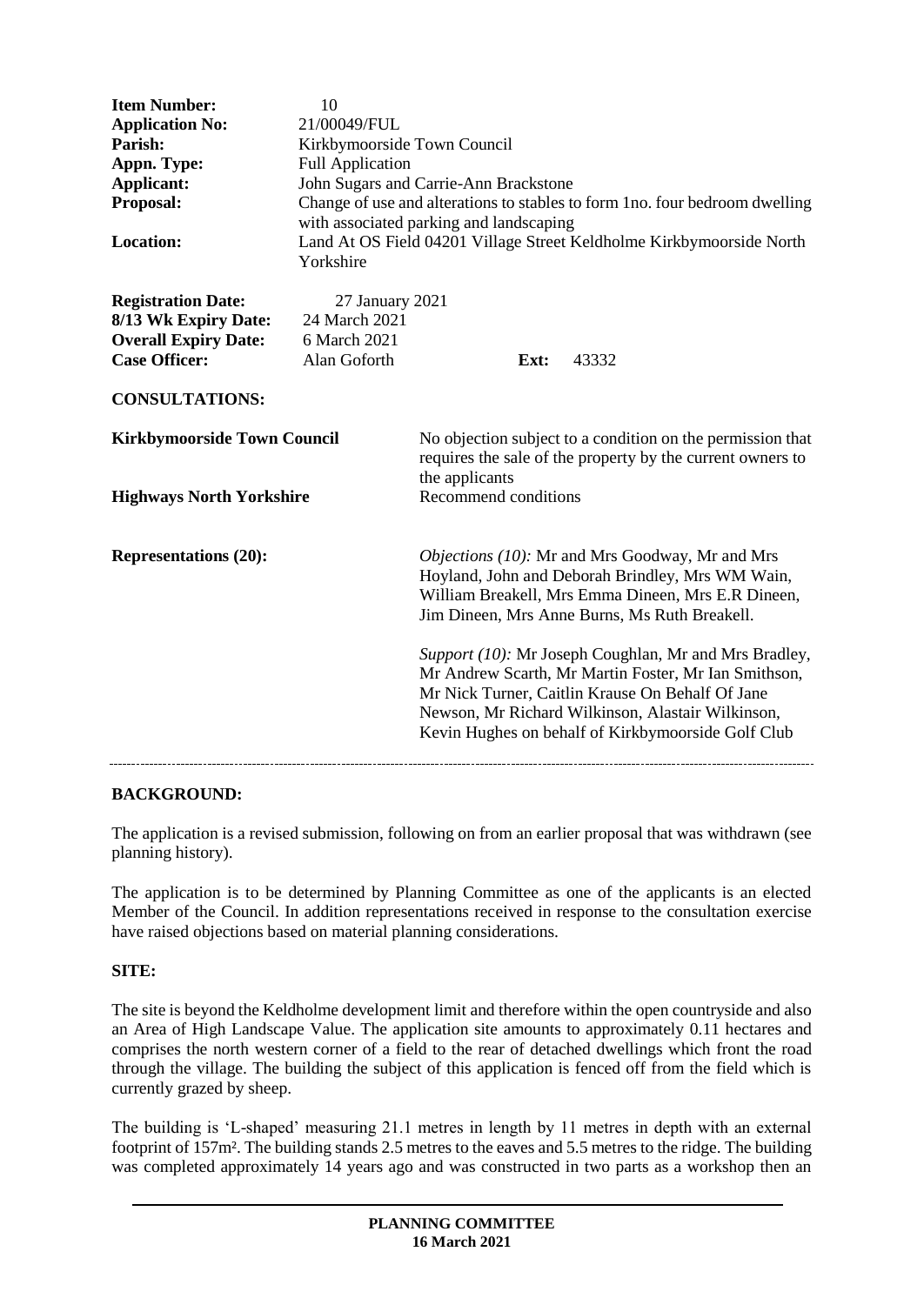| | |
|---|---|
| **Item Number:** | 10 |
| **Application No:** | 21/00049/FUL |
| **Parish:** | Kirkbymoorside Town Council |
| **Appn. Type:** | Full Application |
| **Applicant:** | John Sugars and Carrie-Ann Brackstone |
| **Proposal:** | Change of use and alterations to stables to form 1no. four bedroom dwelling with associated parking and landscaping |
| **Location:** | Land At OS Field 04201 Village Street Keldholme Kirkbymoorside North Yorkshire |

| | | | |
|---|---|---|---|
| **Registration Date:** | 27 January 2021 | | |
| **8/13 Wk Expiry Date:** | 24 March 2021 | | |
| **Overall Expiry Date:** | 6 March 2021 | | |
| **Case Officer:** | Alan Goforth | **Ext:** | 43332 |

**CONSULTATIONS:**

| | |
|---|---|
| **Kirkbymoorside Town Council** | No objection subject to a condition on the permission that requires the sale of the property by the current owners to the applicants |
| **Highways North Yorkshire** | Recommend conditions |
| **Representations (20):** | *Objections (10):* Mr and Mrs Goodway, Mr and Mrs Hoyland, John and Deborah Brindley, Mrs WM Wain, William Breakell, Mrs Emma Dineen, Mrs E.R Dineen, Jim Dineen, Mrs Anne Burns, Ms Ruth Breakell.<br><br>*Support (10):* Mr Joseph Coughlan, Mr and Mrs Bradley, Mr Andrew Scarth, Mr Martin Foster, Mr Ian Smithson, Mr Nick Turner, Caitlin Krause On Behalf Of Jane Newson, Mr Richard Wilkinson, Alastair Wilkinson, Kevin Hughes on behalf of Kirkbymoorside Golf Club |

---

**BACKGROUND:**

The application is a revised submission, following on from an earlier proposal that was withdrawn (see planning history).

The application is to be determined by Planning Committee as one of the applicants is an elected Member of the Council. In addition representations received in response to the consultation exercise have raised objections based on material planning considerations.

**SITE:**

The site is beyond the Keldholme development limit and therefore within the open countryside and also an Area of High Landscape Value. The application site amounts to approximately 0.11 hectares and comprises the north western corner of a field to the rear of detached dwellings which front the road through the village. The building the subject of this application is fenced off from the field which is currently grazed by sheep.

The building is 'L-shaped' measuring 21.1 metres in length by 11 metres in depth with an external footprint of 157m². The building stands 2.5 metres to the eaves and 5.5 metres to the ridge. The building was completed approximately 14 years ago and was constructed in two parts as a workshop then an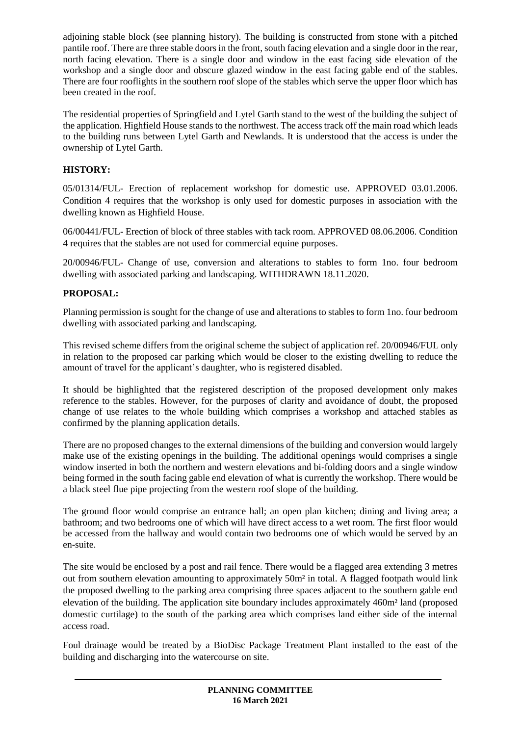adjoining stable block (see planning history). The building is constructed from stone with a pitched pantile roof. There are three stable doors in the front, south facing elevation and a single door in the rear, north facing elevation. There is a single door and window in the east facing side elevation of the workshop and a single door and obscure glazed window in the east facing gable end of the stables. There are four rooflights in the southern roof slope of the stables which serve the upper floor which has been created in the roof.

The residential properties of Springfield and Lytel Garth stand to the west of the building the subject of the application. Highfield House stands to the northwest. The access track off the main road which leads to the building runs between Lytel Garth and Newlands. It is understood that the access is under the ownership of Lytel Garth.

## HISTORY:

05/01314/FUL- Erection of replacement workshop for domestic use. APPROVED 03.01.2006. Condition 4 requires that the workshop is only used for domestic purposes in association with the dwelling known as Highfield House.

06/00441/FUL- Erection of block of three stables with tack room. APPROVED 08.06.2006. Condition 4 requires that the stables are not used for commercial equine purposes.

20/00946/FUL- Change of use, conversion and alterations to stables to form 1no. four bedroom dwelling with associated parking and landscaping. WITHDRAWN 18.11.2020.

## PROPOSAL:

Planning permission is sought for the change of use and alterations to stables to form 1no. four bedroom dwelling with associated parking and landscaping.

This revised scheme differs from the original scheme the subject of application ref. 20/00946/FUL only in relation to the proposed car parking which would be closer to the existing dwelling to reduce the amount of travel for the applicant's daughter, who is registered disabled.

It should be highlighted that the registered description of the proposed development only makes reference to the stables. However, for the purposes of clarity and avoidance of doubt, the proposed change of use relates to the whole building which comprises a workshop and attached stables as confirmed by the planning application details.

There are no proposed changes to the external dimensions of the building and conversion would largely make use of the existing openings in the building. The additional openings would comprises a single window inserted in both the northern and western elevations and bi-folding doors and a single window being formed in the south facing gable end elevation of what is currently the workshop. There would be a black steel flue pipe projecting from the western roof slope of the building.

The ground floor would comprise an entrance hall; an open plan kitchen; dining and living area; a bathroom; and two bedrooms one of which will have direct access to a wet room. The first floor would be accessed from the hallway and would contain two bedrooms one of which would be served by an en-suite.

The site would be enclosed by a post and rail fence. There would be a flagged area extending 3 metres out from southern elevation amounting to approximately 50m² in total. A flagged footpath would link the proposed dwelling to the parking area comprising three spaces adjacent to the southern gable end elevation of the building. The application site boundary includes approximately 460m² land (proposed domestic curtilage) to the south of the parking area which comprises land either side of the internal access road.

Foul drainage would be treated by a BioDisc Package Treatment Plant installed to the east of the building and discharging into the watercourse on site.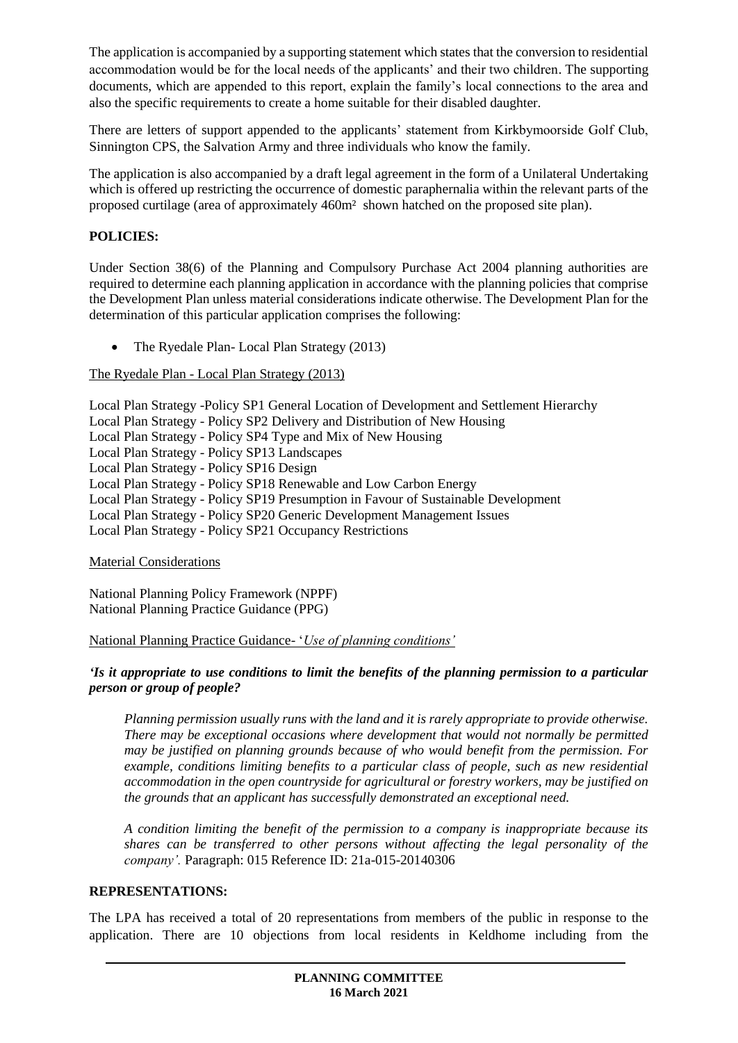The application is accompanied by a supporting statement which states that the conversion to residential accommodation would be for the local needs of the applicants' and their two children. The supporting documents, which are appended to this report, explain the family's local connections to the area and also the specific requirements to create a home suitable for their disabled daughter.

There are letters of support appended to the applicants' statement from Kirkbymoorside Golf Club, Sinnington CPS, the Salvation Army and three individuals who know the family.

The application is also accompanied by a draft legal agreement in the form of a Unilateral Undertaking which is offered up restricting the occurrence of domestic paraphernalia within the relevant parts of the proposed curtilage (area of approximately 460m² shown hatched on the proposed site plan).

## POLICIES:

Under Section 38(6) of the Planning and Compulsory Purchase Act 2004 planning authorities are required to determine each planning application in accordance with the planning policies that comprise the Development Plan unless material considerations indicate otherwise. The Development Plan for the determination of this particular application comprises the following:

- The Ryedale Plan- Local Plan Strategy (2013)

The Ryedale Plan - Local Plan Strategy (2013)

Local Plan Strategy -Policy SP1 General Location of Development and Settlement Hierarchy
Local Plan Strategy - Policy SP2 Delivery and Distribution of New Housing
Local Plan Strategy - Policy SP4 Type and Mix of New Housing
Local Plan Strategy - Policy SP13 Landscapes
Local Plan Strategy - Policy SP16 Design
Local Plan Strategy - Policy SP18 Renewable and Low Carbon Energy
Local Plan Strategy - Policy SP19 Presumption in Favour of Sustainable Development
Local Plan Strategy - Policy SP20 Generic Development Management Issues
Local Plan Strategy - Policy SP21 Occupancy Restrictions

Material Considerations

National Planning Policy Framework (NPPF)
National Planning Practice Guidance (PPG)

National Planning Practice Guidance- '*Use of planning conditions'*

***'Is it appropriate to use conditions to limit the benefits of the planning permission to a particular person or group of people?***

> *Planning permission usually runs with the land and it is rarely appropriate to provide otherwise. There may be exceptional occasions where development that would not normally be permitted may be justified on planning grounds because of who would benefit from the permission. For example, conditions limiting benefits to a particular class of people, such as new residential accommodation in the open countryside for agricultural or forestry workers, may be justified on the grounds that an applicant has successfully demonstrated an exceptional need.*
>
> *A condition limiting the benefit of the permission to a company is inappropriate because its shares can be transferred to other persons without affecting the legal personality of the company'.* Paragraph: 015 Reference ID: 21a-015-20140306

## REPRESENTATIONS:

The LPA has received a total of 20 representations from members of the public in response to the application. There are 10 objections from local residents in Keldhome including from the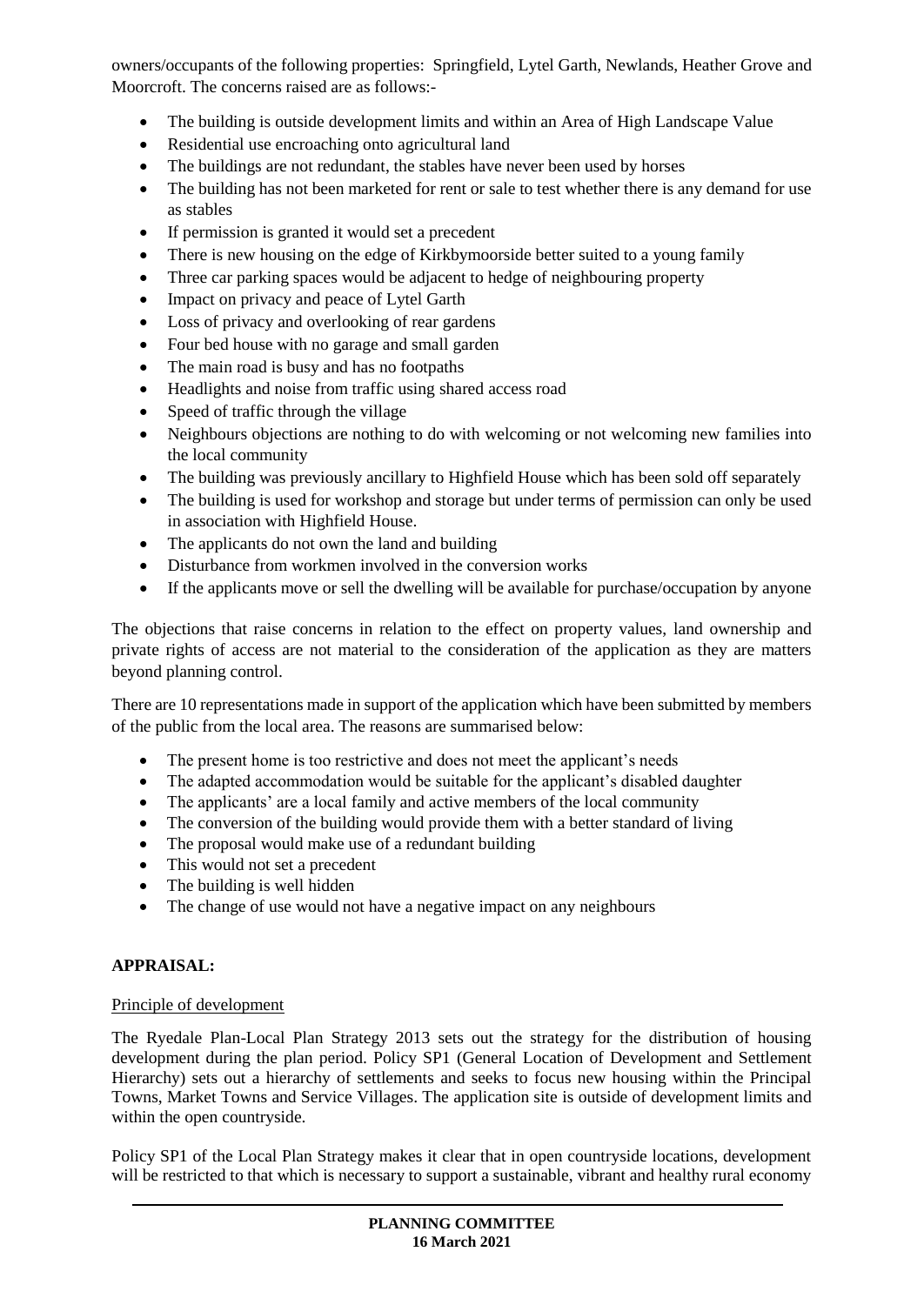owners/occupants of the following properties: Springfield, Lytel Garth, Newlands, Heather Grove and Moorcroft. The concerns raised are as follows:-

- The building is outside development limits and within an Area of High Landscape Value
- Residential use encroaching onto agricultural land
- The buildings are not redundant, the stables have never been used by horses
- The building has not been marketed for rent or sale to test whether there is any demand for use as stables
- If permission is granted it would set a precedent
- There is new housing on the edge of Kirkbymoorside better suited to a young family
- Three car parking spaces would be adjacent to hedge of neighbouring property
- Impact on privacy and peace of Lytel Garth
- Loss of privacy and overlooking of rear gardens
- Four bed house with no garage and small garden
- The main road is busy and has no footpaths
- Headlights and noise from traffic using shared access road
- Speed of traffic through the village
- Neighbours objections are nothing to do with welcoming or not welcoming new families into the local community
- The building was previously ancillary to Highfield House which has been sold off separately
- The building is used for workshop and storage but under terms of permission can only be used in association with Highfield House.
- The applicants do not own the land and building
- Disturbance from workmen involved in the conversion works
- If the applicants move or sell the dwelling will be available for purchase/occupation by anyone

The objections that raise concerns in relation to the effect on property values, land ownership and private rights of access are not material to the consideration of the application as they are matters beyond planning control.

There are 10 representations made in support of the application which have been submitted by members of the public from the local area. The reasons are summarised below:

- The present home is too restrictive and does not meet the applicant's needs
- The adapted accommodation would be suitable for the applicant's disabled daughter
- The applicants' are a local family and active members of the local community
- The conversion of the building would provide them with a better standard of living
- The proposal would make use of a redundant building
- This would not set a precedent
- The building is well hidden
- The change of use would not have a negative impact on any neighbours

## APPRAISAL:

### Principle of development

The Ryedale Plan-Local Plan Strategy 2013 sets out the strategy for the distribution of housing development during the plan period. Policy SP1 (General Location of Development and Settlement Hierarchy) sets out a hierarchy of settlements and seeks to focus new housing within the Principal Towns, Market Towns and Service Villages. The application site is outside of development limits and within the open countryside.

Policy SP1 of the Local Plan Strategy makes it clear that in open countryside locations, development will be restricted to that which is necessary to support a sustainable, vibrant and healthy rural economy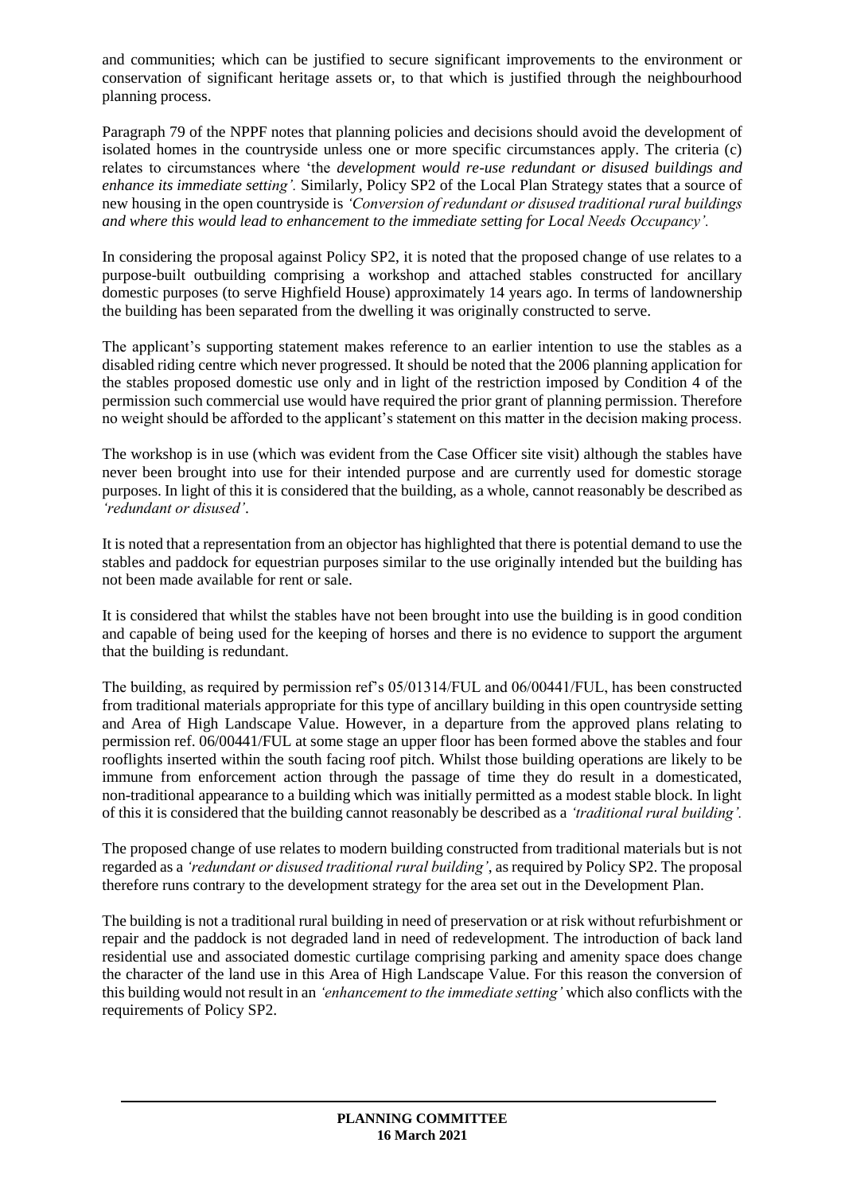and communities; which can be justified to secure significant improvements to the environment or conservation of significant heritage assets or, to that which is justified through the neighbourhood planning process.

Paragraph 79 of the NPPF notes that planning policies and decisions should avoid the development of isolated homes in the countryside unless one or more specific circumstances apply. The criteria (c) relates to circumstances where 'the *development would re-use redundant or disused buildings and enhance its immediate setting'.* Similarly, Policy SP2 of the Local Plan Strategy states that a source of new housing in the open countryside is *'Conversion of redundant or disused traditional rural buildings and where this would lead to enhancement to the immediate setting for Local Needs Occupancy'.*

In considering the proposal against Policy SP2, it is noted that the proposed change of use relates to a purpose-built outbuilding comprising a workshop and attached stables constructed for ancillary domestic purposes (to serve Highfield House) approximately 14 years ago. In terms of landownership the building has been separated from the dwelling it was originally constructed to serve.

The applicant's supporting statement makes reference to an earlier intention to use the stables as a disabled riding centre which never progressed. It should be noted that the 2006 planning application for the stables proposed domestic use only and in light of the restriction imposed by Condition 4 of the permission such commercial use would have required the prior grant of planning permission. Therefore no weight should be afforded to the applicant's statement on this matter in the decision making process.

The workshop is in use (which was evident from the Case Officer site visit) although the stables have never been brought into use for their intended purpose and are currently used for domestic storage purposes. In light of this it is considered that the building, as a whole, cannot reasonably be described as *'redundant or disused'*.

It is noted that a representation from an objector has highlighted that there is potential demand to use the stables and paddock for equestrian purposes similar to the use originally intended but the building has not been made available for rent or sale.

It is considered that whilst the stables have not been brought into use the building is in good condition and capable of being used for the keeping of horses and there is no evidence to support the argument that the building is redundant.

The building, as required by permission ref's 05/01314/FUL and 06/00441/FUL, has been constructed from traditional materials appropriate for this type of ancillary building in this open countryside setting and Area of High Landscape Value. However, in a departure from the approved plans relating to permission ref. 06/00441/FUL at some stage an upper floor has been formed above the stables and four rooflights inserted within the south facing roof pitch. Whilst those building operations are likely to be immune from enforcement action through the passage of time they do result in a domesticated, non-traditional appearance to a building which was initially permitted as a modest stable block. In light of this it is considered that the building cannot reasonably be described as a *'traditional rural building'.*

The proposed change of use relates to modern building constructed from traditional materials but is not regarded as a *'redundant or disused traditional rural building'*, as required by Policy SP2. The proposal therefore runs contrary to the development strategy for the area set out in the Development Plan.

The building is not a traditional rural building in need of preservation or at risk without refurbishment or repair and the paddock is not degraded land in need of redevelopment. The introduction of back land residential use and associated domestic curtilage comprising parking and amenity space does change the character of the land use in this Area of High Landscape Value. For this reason the conversion of this building would not result in an *'enhancement to the immediate setting'* which also conflicts with the requirements of Policy SP2.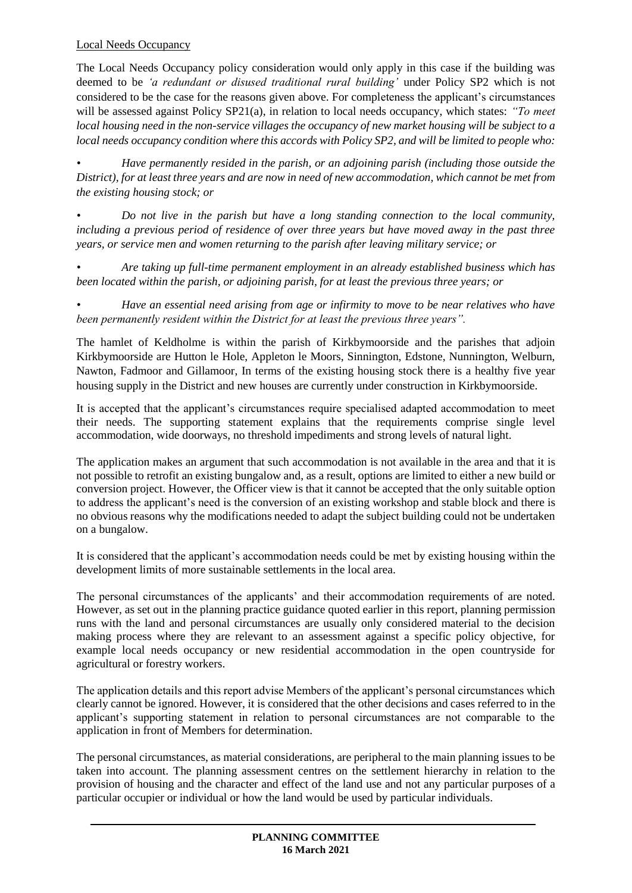Local Needs Occupancy

The Local Needs Occupancy policy consideration would only apply in this case if the building was deemed to be *'a redundant or disused traditional rural building'* under Policy SP2 which is not considered to be the case for the reasons given above. For completeness the applicant's circumstances will be assessed against Policy SP21(a), in relation to local needs occupancy, which states: *"To meet local housing need in the non-service villages the occupancy of new market housing will be subject to a local needs occupancy condition where this accords with Policy SP2, and will be limited to people who:*

- *Have permanently resided in the parish, or an adjoining parish (including those outside the District), for at least three years and are now in need of new accommodation, which cannot be met from the existing housing stock; or*
- *Do not live in the parish but have a long standing connection to the local community, including a previous period of residence of over three years but have moved away in the past three years, or service men and women returning to the parish after leaving military service; or*
- *Are taking up full-time permanent employment in an already established business which has been located within the parish, or adjoining parish, for at least the previous three years; or*
- *Have an essential need arising from age or infirmity to move to be near relatives who have been permanently resident within the District for at least the previous three years".*

The hamlet of Keldholme is within the parish of Kirkbymoorside and the parishes that adjoin Kirkbymoorside are Hutton le Hole, Appleton le Moors, Sinnington, Edstone, Nunnington, Welburn, Nawton, Fadmoor and Gillamoor, In terms of the existing housing stock there is a healthy five year housing supply in the District and new houses are currently under construction in Kirkbymoorside.

It is accepted that the applicant's circumstances require specialised adapted accommodation to meet their needs. The supporting statement explains that the requirements comprise single level accommodation, wide doorways, no threshold impediments and strong levels of natural light.

The application makes an argument that such accommodation is not available in the area and that it is not possible to retrofit an existing bungalow and, as a result, options are limited to either a new build or conversion project. However, the Officer view is that it cannot be accepted that the only suitable option to address the applicant's need is the conversion of an existing workshop and stable block and there is no obvious reasons why the modifications needed to adapt the subject building could not be undertaken on a bungalow.

It is considered that the applicant's accommodation needs could be met by existing housing within the development limits of more sustainable settlements in the local area.

The personal circumstances of the applicants' and their accommodation requirements of are noted. However, as set out in the planning practice guidance quoted earlier in this report, planning permission runs with the land and personal circumstances are usually only considered material to the decision making process where they are relevant to an assessment against a specific policy objective, for example local needs occupancy or new residential accommodation in the open countryside for agricultural or forestry workers.

The application details and this report advise Members of the applicant's personal circumstances which clearly cannot be ignored. However, it is considered that the other decisions and cases referred to in the applicant's supporting statement in relation to personal circumstances are not comparable to the application in front of Members for determination.

The personal circumstances, as material considerations, are peripheral to the main planning issues to be taken into account. The planning assessment centres on the settlement hierarchy in relation to the provision of housing and the character and effect of the land use and not any particular purposes of a particular occupier or individual or how the land would be used by particular individuals.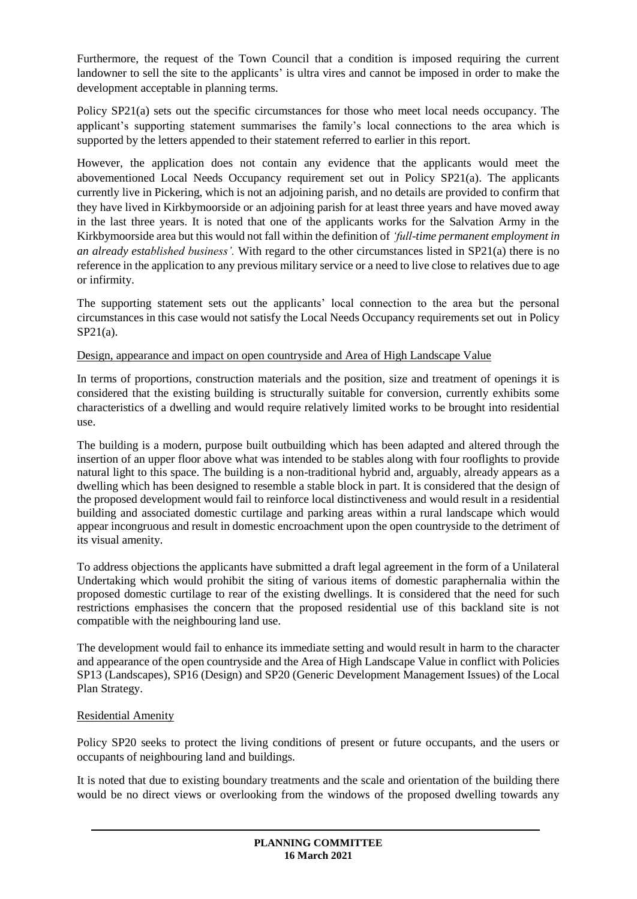Furthermore, the request of the Town Council that a condition is imposed requiring the current landowner to sell the site to the applicants' is ultra vires and cannot be imposed in order to make the development acceptable in planning terms.

Policy SP21(a) sets out the specific circumstances for those who meet local needs occupancy. The applicant's supporting statement summarises the family's local connections to the area which is supported by the letters appended to their statement referred to earlier in this report.

However, the application does not contain any evidence that the applicants would meet the abovementioned Local Needs Occupancy requirement set out in Policy SP21(a). The applicants currently live in Pickering, which is not an adjoining parish, and no details are provided to confirm that they have lived in Kirkbymoorside or an adjoining parish for at least three years and have moved away in the last three years. It is noted that one of the applicants works for the Salvation Army in the Kirkbymoorside area but this would not fall within the definition of *'full-time permanent employment in an already established business'.* With regard to the other circumstances listed in SP21(a) there is no reference in the application to any previous military service or a need to live close to relatives due to age or infirmity.

The supporting statement sets out the applicants' local connection to the area but the personal circumstances in this case would not satisfy the Local Needs Occupancy requirements set out in Policy SP21(a).

<u>Design, appearance and impact on open countryside and Area of High Landscape Value</u>

In terms of proportions, construction materials and the position, size and treatment of openings it is considered that the existing building is structurally suitable for conversion, currently exhibits some characteristics of a dwelling and would require relatively limited works to be brought into residential use.

The building is a modern, purpose built outbuilding which has been adapted and altered through the insertion of an upper floor above what was intended to be stables along with four rooflights to provide natural light to this space. The building is a non-traditional hybrid and, arguably, already appears as a dwelling which has been designed to resemble a stable block in part. It is considered that the design of the proposed development would fail to reinforce local distinctiveness and would result in a residential building and associated domestic curtilage and parking areas within a rural landscape which would appear incongruous and result in domestic encroachment upon the open countryside to the detriment of its visual amenity.

To address objections the applicants have submitted a draft legal agreement in the form of a Unilateral Undertaking which would prohibit the siting of various items of domestic paraphernalia within the proposed domestic curtilage to rear of the existing dwellings. It is considered that the need for such restrictions emphasises the concern that the proposed residential use of this backland site is not compatible with the neighbouring land use.

The development would fail to enhance its immediate setting and would result in harm to the character and appearance of the open countryside and the Area of High Landscape Value in conflict with Policies SP13 (Landscapes), SP16 (Design) and SP20 (Generic Development Management Issues) of the Local Plan Strategy.

<u>Residential Amenity</u>

Policy SP20 seeks to protect the living conditions of present or future occupants, and the users or occupants of neighbouring land and buildings.

It is noted that due to existing boundary treatments and the scale and orientation of the building there would be no direct views or overlooking from the windows of the proposed dwelling towards any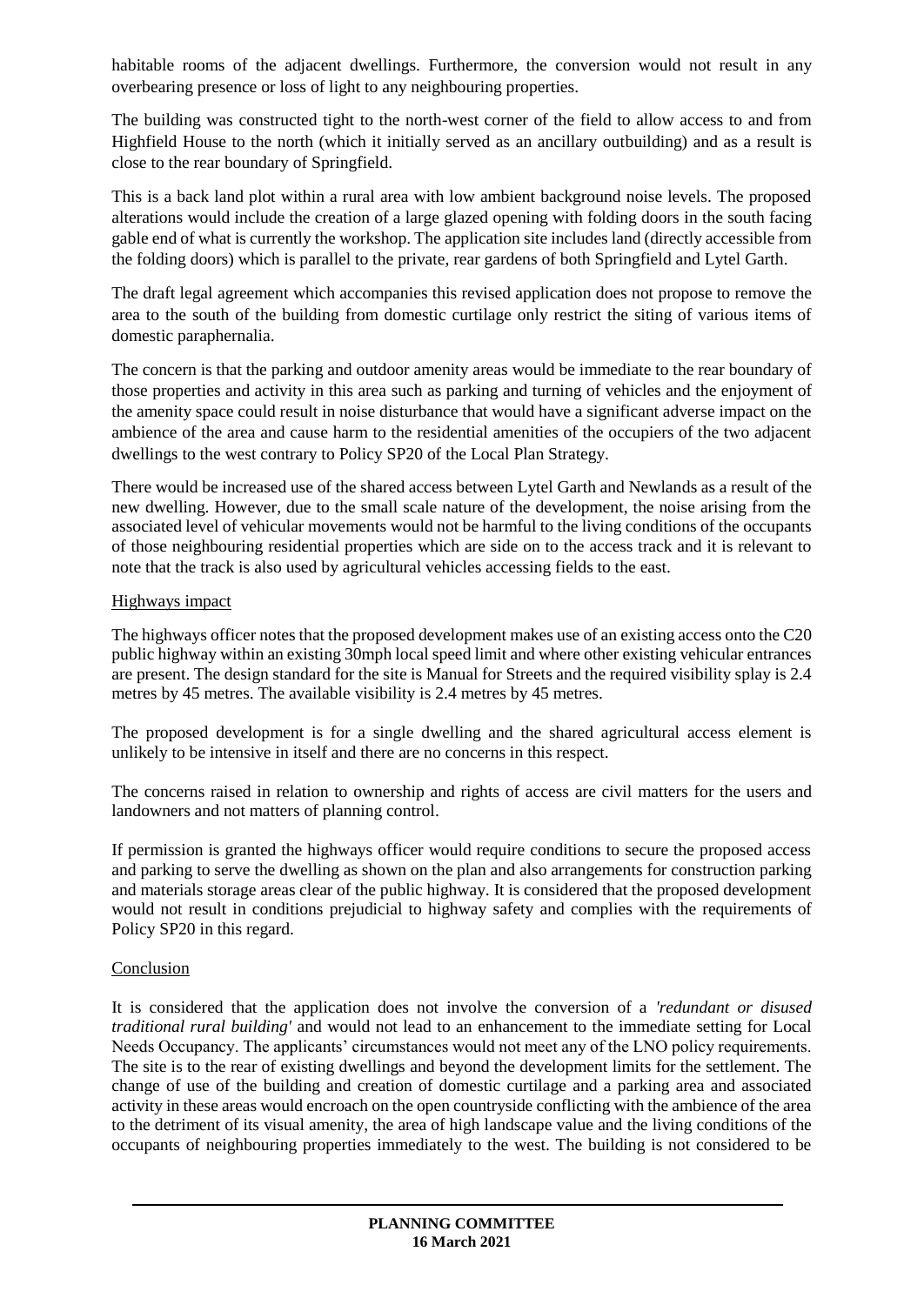habitable rooms of the adjacent dwellings. Furthermore, the conversion would not result in any overbearing presence or loss of light to any neighbouring properties.

The building was constructed tight to the north-west corner of the field to allow access to and from Highfield House to the north (which it initially served as an ancillary outbuilding) and as a result is close to the rear boundary of Springfield.

This is a back land plot within a rural area with low ambient background noise levels. The proposed alterations would include the creation of a large glazed opening with folding doors in the south facing gable end of what is currently the workshop. The application site includes land (directly accessible from the folding doors) which is parallel to the private, rear gardens of both Springfield and Lytel Garth.

The draft legal agreement which accompanies this revised application does not propose to remove the area to the south of the building from domestic curtilage only restrict the siting of various items of domestic paraphernalia.

The concern is that the parking and outdoor amenity areas would be immediate to the rear boundary of those properties and activity in this area such as parking and turning of vehicles and the enjoyment of the amenity space could result in noise disturbance that would have a significant adverse impact on the ambience of the area and cause harm to the residential amenities of the occupiers of the two adjacent dwellings to the west contrary to Policy SP20 of the Local Plan Strategy.

There would be increased use of the shared access between Lytel Garth and Newlands as a result of the new dwelling. However, due to the small scale nature of the development, the noise arising from the associated level of vehicular movements would not be harmful to the living conditions of the occupants of those neighbouring residential properties which are side on to the access track and it is relevant to note that the track is also used by agricultural vehicles accessing fields to the east.

Highways impact

The highways officer notes that the proposed development makes use of an existing access onto the C20 public highway within an existing 30mph local speed limit and where other existing vehicular entrances are present. The design standard for the site is Manual for Streets and the required visibility splay is 2.4 metres by 45 metres. The available visibility is 2.4 metres by 45 metres.

The proposed development is for a single dwelling and the shared agricultural access element is unlikely to be intensive in itself and there are no concerns in this respect.

The concerns raised in relation to ownership and rights of access are civil matters for the users and landowners and not matters of planning control.

If permission is granted the highways officer would require conditions to secure the proposed access and parking to serve the dwelling as shown on the plan and also arrangements for construction parking and materials storage areas clear of the public highway. It is considered that the proposed development would not result in conditions prejudicial to highway safety and complies with the requirements of Policy SP20 in this regard.

Conclusion

It is considered that the application does not involve the conversion of a *'redundant or disused traditional rural building'* and would not lead to an enhancement to the immediate setting for Local Needs Occupancy. The applicants' circumstances would not meet any of the LNO policy requirements. The site is to the rear of existing dwellings and beyond the development limits for the settlement. The change of use of the building and creation of domestic curtilage and a parking area and associated activity in these areas would encroach on the open countryside conflicting with the ambience of the area to the detriment of its visual amenity, the area of high landscape value and the living conditions of the occupants of neighbouring properties immediately to the west. The building is not considered to be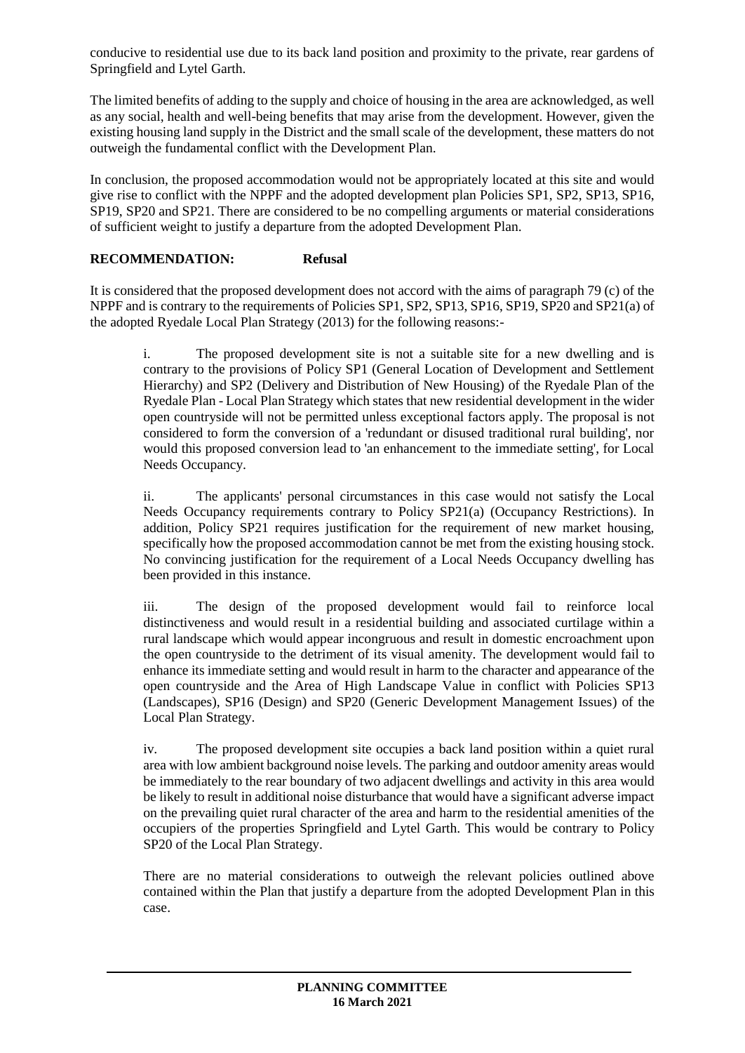conducive to residential use due to its back land position and proximity to the private, rear gardens of Springfield and Lytel Garth.

The limited benefits of adding to the supply and choice of housing in the area are acknowledged, as well as any social, health and well-being benefits that may arise from the development. However, given the existing housing land supply in the District and the small scale of the development, these matters do not outweigh the fundamental conflict with the Development Plan.

In conclusion, the proposed accommodation would not be appropriately located at this site and would give rise to conflict with the NPPF and the adopted development plan Policies SP1, SP2, SP13, SP16, SP19, SP20 and SP21. There are considered to be no compelling arguments or material considerations of sufficient weight to justify a departure from the adopted Development Plan.

**RECOMMENDATION: Refusal**

It is considered that the proposed development does not accord with the aims of paragraph 79 (c) of the NPPF and is contrary to the requirements of Policies SP1, SP2, SP13, SP16, SP19, SP20 and SP21(a) of the adopted Ryedale Local Plan Strategy (2013) for the following reasons:-

i. The proposed development site is not a suitable site for a new dwelling and is contrary to the provisions of Policy SP1 (General Location of Development and Settlement Hierarchy) and SP2 (Delivery and Distribution of New Housing) of the Ryedale Plan of the Ryedale Plan - Local Plan Strategy which states that new residential development in the wider open countryside will not be permitted unless exceptional factors apply. The proposal is not considered to form the conversion of a 'redundant or disused traditional rural building', nor would this proposed conversion lead to 'an enhancement to the immediate setting', for Local Needs Occupancy.

ii. The applicants' personal circumstances in this case would not satisfy the Local Needs Occupancy requirements contrary to Policy SP21(a) (Occupancy Restrictions). In addition, Policy SP21 requires justification for the requirement of new market housing, specifically how the proposed accommodation cannot be met from the existing housing stock. No convincing justification for the requirement of a Local Needs Occupancy dwelling has been provided in this instance.

iii. The design of the proposed development would fail to reinforce local distinctiveness and would result in a residential building and associated curtilage within a rural landscape which would appear incongruous and result in domestic encroachment upon the open countryside to the detriment of its visual amenity. The development would fail to enhance its immediate setting and would result in harm to the character and appearance of the open countryside and the Area of High Landscape Value in conflict with Policies SP13 (Landscapes), SP16 (Design) and SP20 (Generic Development Management Issues) of the Local Plan Strategy.

iv. The proposed development site occupies a back land position within a quiet rural area with low ambient background noise levels. The parking and outdoor amenity areas would be immediately to the rear boundary of two adjacent dwellings and activity in this area would be likely to result in additional noise disturbance that would have a significant adverse impact on the prevailing quiet rural character of the area and harm to the residential amenities of the occupiers of the properties Springfield and Lytel Garth. This would be contrary to Policy SP20 of the Local Plan Strategy.

There are no material considerations to outweigh the relevant policies outlined above contained within the Plan that justify a departure from the adopted Development Plan in this case.